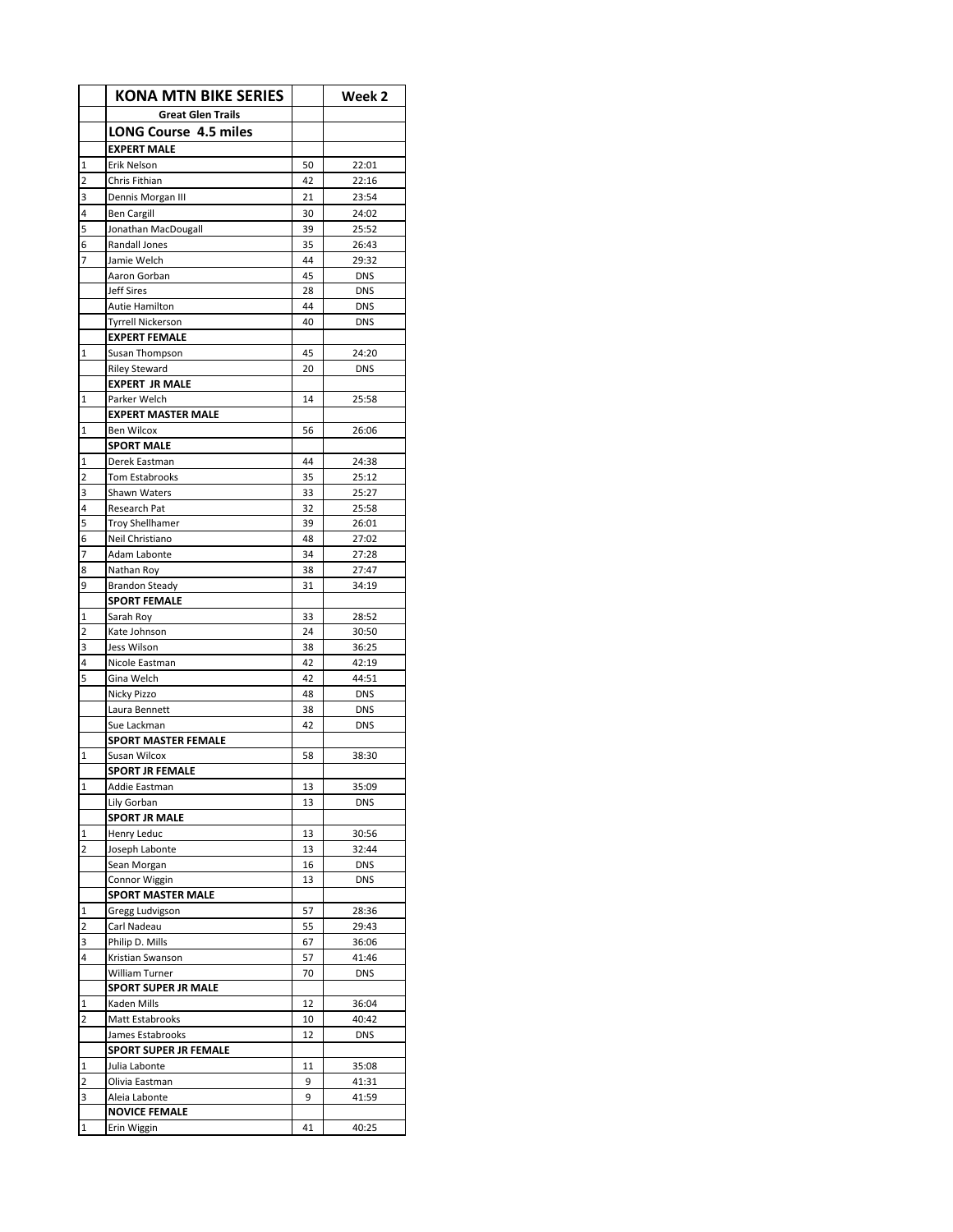| | KONA MTN BIKE SERIES | | Week 2 |
|---|---|---|---|
| | **Great Glen Trails** | | |
| | **LONG Course 4.5 miles** | | |
| | **EXPERT MALE** | | |
| 1 | Erik Nelson | 50 | 22:01 |
| 2 | Chris Fithian | 42 | 22:16 |
| 3 | Dennis Morgan III | 21 | 23:54 |
| 4 | Ben Cargill | 30 | 24:02 |
| 5 | Jonathan MacDougall | 39 | 25:52 |
| 6 | Randall Jones | 35 | 26:43 |
| 7 | Jamie Welch | 44 | 29:32 |
| | Aaron Gorban | 45 | DNS |
| | Jeff Sires | 28 | DNS |
| | Autie Hamilton | 44 | DNS |
| | Tyrrell Nickerson | 40 | DNS |
| | **EXPERT FEMALE** | | |
| 1 | Susan Thompson | 45 | 24:20 |
| | Riley Steward | 20 | DNS |
| | **EXPERT JR MALE** | | |
| 1 | Parker Welch | 14 | 25:58 |
| | **EXPERT MASTER MALE** | | |
| 1 | Ben Wilcox | 56 | 26:06 |
| | **SPORT MALE** | | |
| 1 | Derek Eastman | 44 | 24:38 |
| 2 | Tom Estabrooks | 35 | 25:12 |
| 3 | Shawn Waters | 33 | 25:27 |
| 4 | Research Pat | 32 | 25:58 |
| 5 | Troy Shellhamer | 39 | 26:01 |
| 6 | Neil Christiano | 48 | 27:02 |
| 7 | Adam Labonte | 34 | 27:28 |
| 8 | Nathan Roy | 38 | 27:47 |
| 9 | Brandon Steady | 31 | 34:19 |
| | **SPORT FEMALE** | | |
| 1 | Sarah Roy | 33 | 28:52 |
| 2 | Kate Johnson | 24 | 30:50 |
| 3 | Jess Wilson | 38 | 36:25 |
| 4 | Nicole Eastman | 42 | 42:19 |
| 5 | Gina Welch | 42 | 44:51 |
| | Nicky Pizzo | 48 | DNS |
| | Laura Bennett | 38 | DNS |
| | Sue Lackman | 42 | DNS |
| | **SPORT MASTER FEMALE** | | |
| 1 | Susan Wilcox | 58 | 38:30 |
| | **SPORT JR FEMALE** | | |
| 1 | Addie Eastman | 13 | 35:09 |
| | Lily Gorban | 13 | DNS |
| | **SPORT JR MALE** | | |
| 1 | Henry Leduc | 13 | 30:56 |
| 2 | Joseph Labonte | 13 | 32:44 |
| | Sean Morgan | 16 | DNS |
| | Connor Wiggin | 13 | DNS |
| | **SPORT MASTER MALE** | | |
| 1 | Gregg Ludvigson | 57 | 28:36 |
| 2 | Carl Nadeau | 55 | 29:43 |
| 3 | Philip D. Mills | 67 | 36:06 |
| 4 | Kristian Swanson | 57 | 41:46 |
| | William Turner | 70 | DNS |
| | **SPORT SUPER JR MALE** | | |
| 1 | Kaden Mills | 12 | 36:04 |
| 2 | Matt Estabrooks | 10 | 40:42 |
| | James Estabrooks | 12 | DNS |
| | **SPORT SUPER JR FEMALE** | | |
| 1 | Julia Labonte | 11 | 35:08 |
| 2 | Olivia Eastman | 9 | 41:31 |
| 3 | Aleia Labonte | 9 | 41:59 |
| | **NOVICE FEMALE** | | |
| 1 | Erin Wiggin | 41 | 40:25 |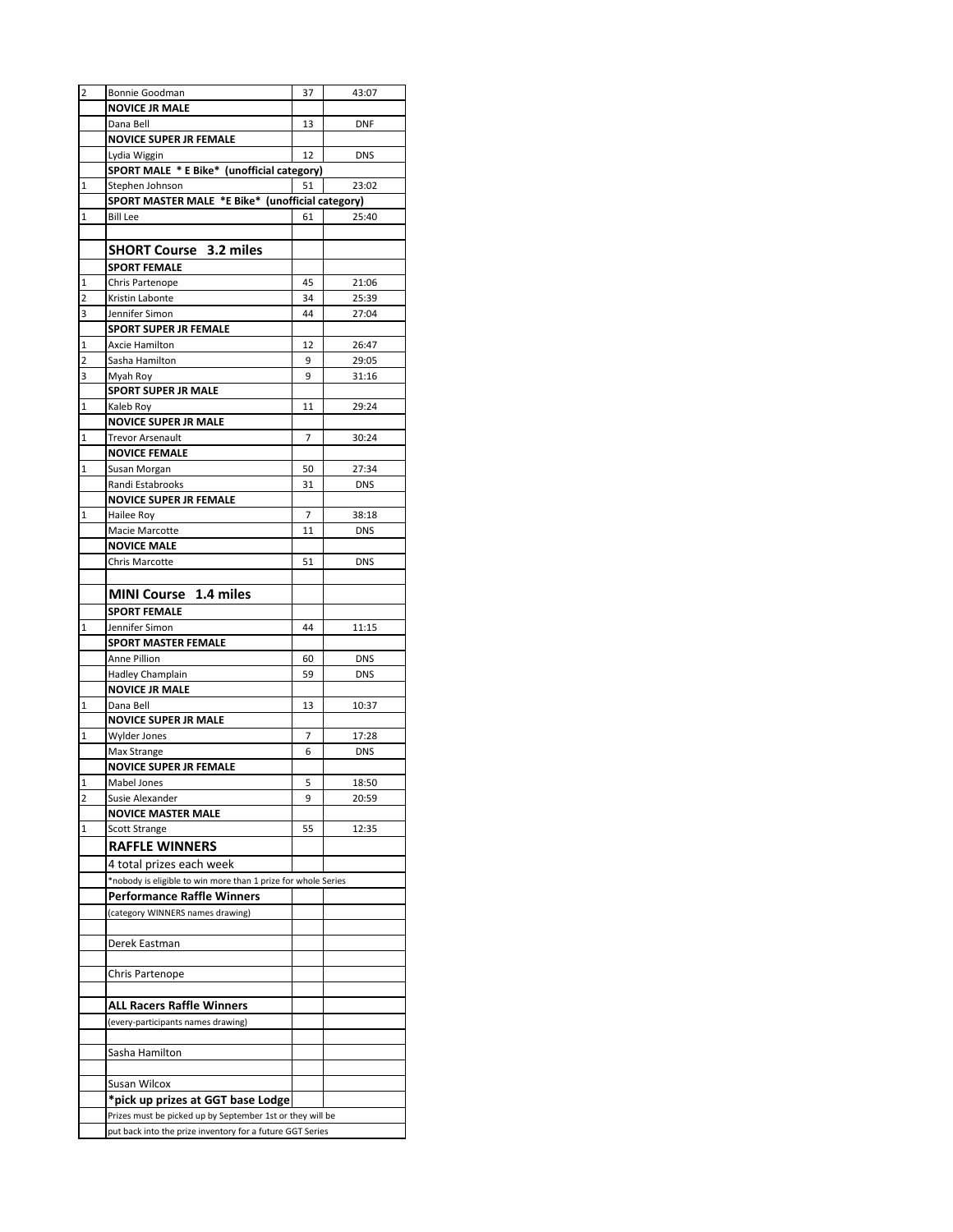| | | | |
|---|---|---|---|
| 2 | Bonnie Goodman | 37 | 43:07 |
| | **NOVICE JR MALE** | | |
| | Dana Bell | 13 | DNF |
| | **NOVICE SUPER JR FEMALE** | | |
| | Lydia Wiggin | 12 | DNS |
| | **SPORT MALE * E Bike* (unofficial category)** | | |
| 1 | Stephen Johnson | 51 | 23:02 |
| | **SPORT MASTER MALE *E Bike* (unofficial category)** | | |
| 1 | Bill Lee | 61 | 25:40 |
| | | | |
| | **SHORT Course 3.2 miles** | | |
| | **SPORT FEMALE** | | |
| 1 | Chris Partenope | 45 | 21:06 |
| 2 | Kristin Labonte | 34 | 25:39 |
| 3 | Jennifer Simon | 44 | 27:04 |
| | **SPORT SUPER JR FEMALE** | | |
| 1 | Axcie Hamilton | 12 | 26:47 |
| 2 | Sasha Hamilton | 9 | 29:05 |
| 3 | Myah Roy | 9 | 31:16 |
| | **SPORT SUPER JR MALE** | | |
| 1 | Kaleb Roy | 11 | 29:24 |
| | **NOVICE SUPER JR MALE** | | |
| 1 | Trevor Arsenault | 7 | 30:24 |
| | **NOVICE FEMALE** | | |
| 1 | Susan Morgan | 50 | 27:34 |
| | Randi Estabrooks | 31 | DNS |
| | **NOVICE SUPER JR FEMALE** | | |
| 1 | Hailee Roy | 7 | 38:18 |
| | Macie Marcotte | 11 | DNS |
| | **NOVICE MALE** | | |
| | Chris Marcotte | 51 | DNS |
| | | | |
| | **MINI Course 1.4 miles** | | |
| | **SPORT FEMALE** | | |
| 1 | Jennifer Simon | 44 | 11:15 |
| | **SPORT MASTER FEMALE** | | |
| | Anne Pillion | 60 | DNS |
| | Hadley Champlain | 59 | DNS |
| | **NOVICE JR MALE** | | |
| 1 | Dana Bell | 13 | 10:37 |
| | **NOVICE SUPER JR MALE** | | |
| 1 | Wylder Jones | 7 | 17:28 |
| | Max Strange | 6 | DNS |
| | **NOVICE SUPER JR FEMALE** | | |
| 1 | Mabel Jones | 5 | 18:50 |
| 2 | Susie Alexander | 9 | 20:59 |
| | **NOVICE MASTER MALE** | | |
| 1 | Scott Strange | 55 | 12:35 |
| | **RAFFLE WINNERS** | | |
| | 4 total prizes each week | | |
| | *nobody is eligible to win more than 1 prize for whole Series | | |
| | **Performance Raffle Winners** | | |
| | (category WINNERS names drawing) | | |
| | | | |
| | Derek Eastman | | |
| | | | |
| | Chris Partenope | | |
| | | | |
| | **ALL Racers Raffle Winners** | | |
| | (every-participants names drawing) | | |
| | | | |
| | Sasha Hamilton | | |
| | | | |
| | Susan Wilcox | | |
| | ***pick up prizes at GGT base Lodge** | | |
| | Prizes must be picked up by September 1st or they will be | | |
| | put back into the prize inventory for a future GGT Series | | |